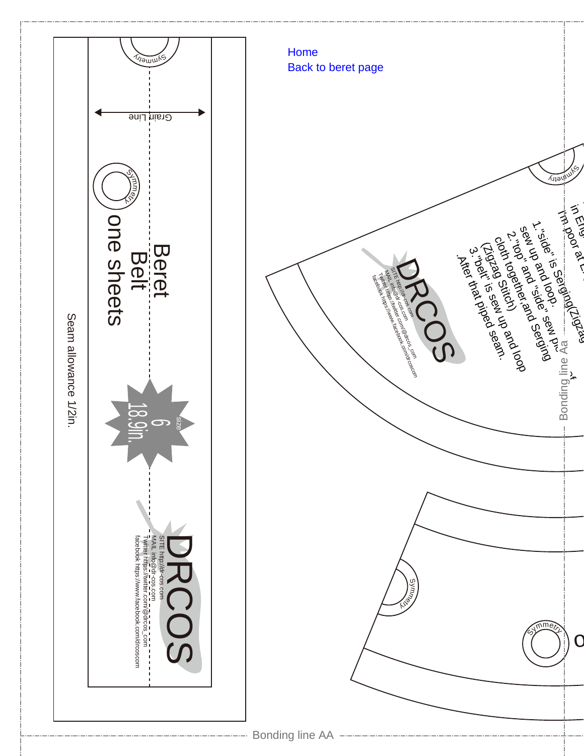Home
Back to beret page

Beret
Belt
one sheets

Grain Line

Symmetry

size 6
18.9in.

Seam allowance 1/2in.

DRCOS
SITE http://dr-cos.com
MAIL info@dr-cos.com
Twitter https://twitter.com/@drcos_com
facebook https://www.facebook.com/drcoscom

in Eng...
I'm poor at E...

1."side" is Serging(Zigzag...
sew up and loop.
2."top" and "side" sew p...
cloth together,and Serging
(Zigzag Stitch)
3."belt" is sew up and loop
.After that piped seam.

DRCOS
SITE http://dr-cos.com
MAIL info@dr-cos.com
Twitter https://twitter.com/@drcos_com
facebook https://www.facebook.com/drcoscom

Symmetry

Symmetry

Symmetry

Bonding line Aa

Bonding line AA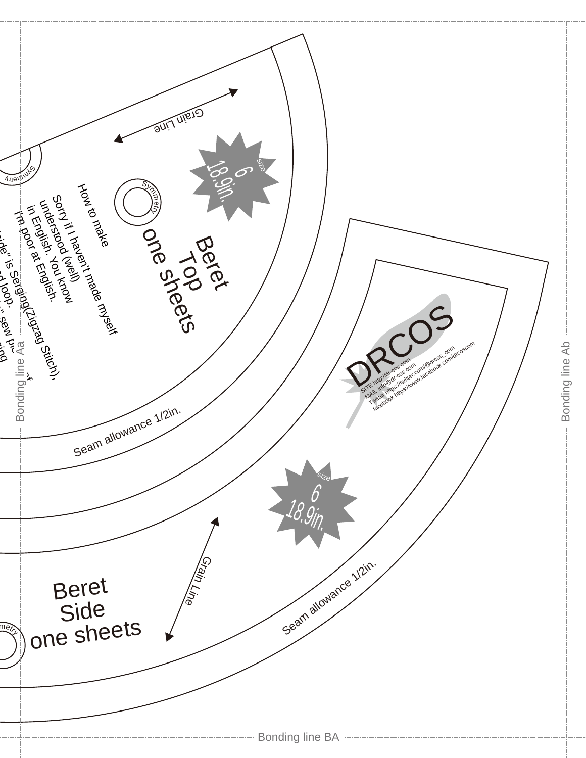Beret
Top
one sheets

Grain Line

size
6
18.9in.

Symmetry

Symmetry

How to make

Sorry if I haven't made myself understood (well)
in English. You know
I'm poor at English.

...ide" is Serging(Zigzag Stitch),
...d loop.
..." sew p...

Seam allowance 1/2in.

Bonding line Aa

DRCOS

SITE http://dr-cos.com
MAIL info@dr-cos.com
Twitter https://twitter.com/@drcos_com
facebook https://www.facebook.com/drcoscom

size
6
18.9in.

Grain Line

Beret
Side
one sheets

...metry

Seam allowance 1/2in.

Bonding line Ab

Bonding line BA